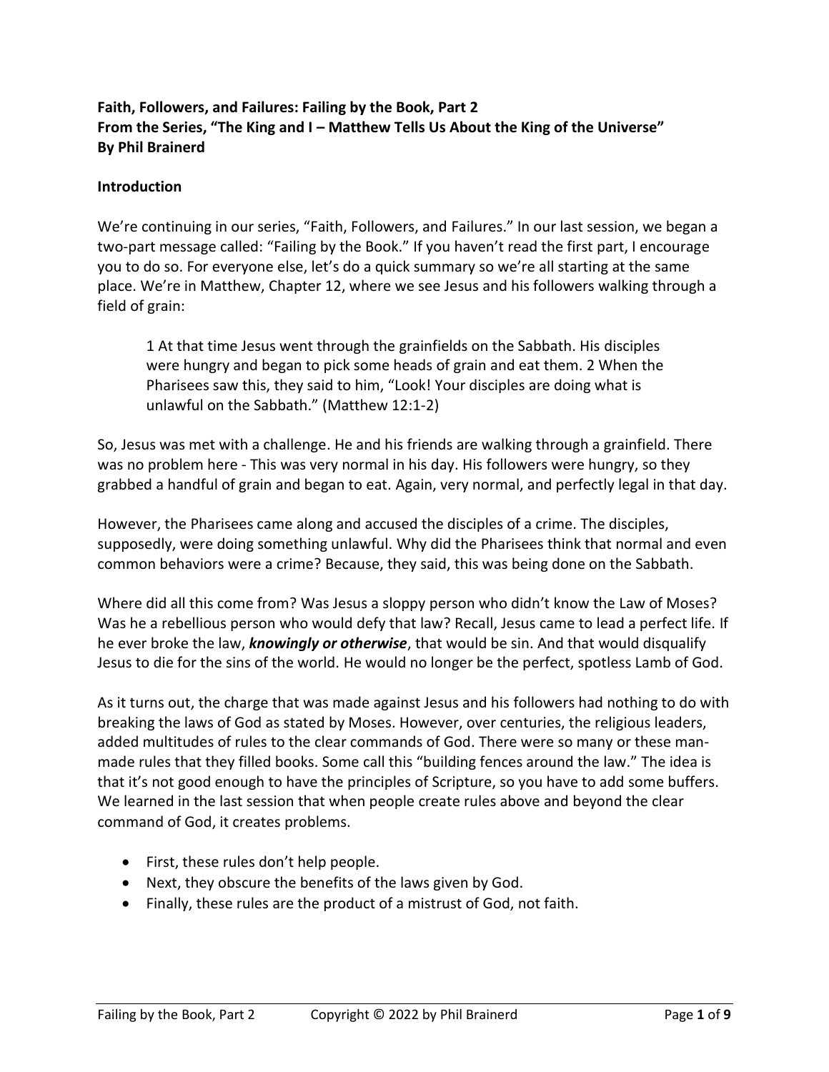**Faith, Followers, and Failures: Failing by the Book, Part 2**
**From the Series, "The King and I – Matthew Tells Us About the King of the Universe"**
**By Phil Brainerd**

**Introduction**

We're continuing in our series, "Faith, Followers, and Failures." In our last session, we began a two-part message called: "Failing by the Book." If you haven't read the first part, I encourage you to do so. For everyone else, let's do a quick summary so we're all starting at the same place. We're in Matthew, Chapter 12, where we see Jesus and his followers walking through a field of grain:

> 1 At that time Jesus went through the grainfields on the Sabbath. His disciples were hungry and began to pick some heads of grain and eat them. 2 When the Pharisees saw this, they said to him, "Look! Your disciples are doing what is unlawful on the Sabbath." (Matthew 12:1-2)

So, Jesus was met with a challenge. He and his friends are walking through a grainfield. There was no problem here - This was very normal in his day. His followers were hungry, so they grabbed a handful of grain and began to eat. Again, very normal, and perfectly legal in that day.

However, the Pharisees came along and accused the disciples of a crime. The disciples, supposedly, were doing something unlawful. Why did the Pharisees think that normal and even common behaviors were a crime? Because, they said, this was being done on the Sabbath.

Where did all this come from? Was Jesus a sloppy person who didn't know the Law of Moses? Was he a rebellious person who would defy that law? Recall, Jesus came to lead a perfect life. If he ever broke the law, ***knowingly or otherwise***, that would be sin. And that would disqualify Jesus to die for the sins of the world. He would no longer be the perfect, spotless Lamb of God.

As it turns out, the charge that was made against Jesus and his followers had nothing to do with breaking the laws of God as stated by Moses. However, over centuries, the religious leaders, added multitudes of rules to the clear commands of God. There were so many or these man-made rules that they filled books. Some call this "building fences around the law." The idea is that it's not good enough to have the principles of Scripture, so you have to add some buffers. We learned in the last session that when people create rules above and beyond the clear command of God, it creates problems.

- First, these rules don't help people.
- Next, they obscure the benefits of the laws given by God.
- Finally, these rules are the product of a mistrust of God, not faith.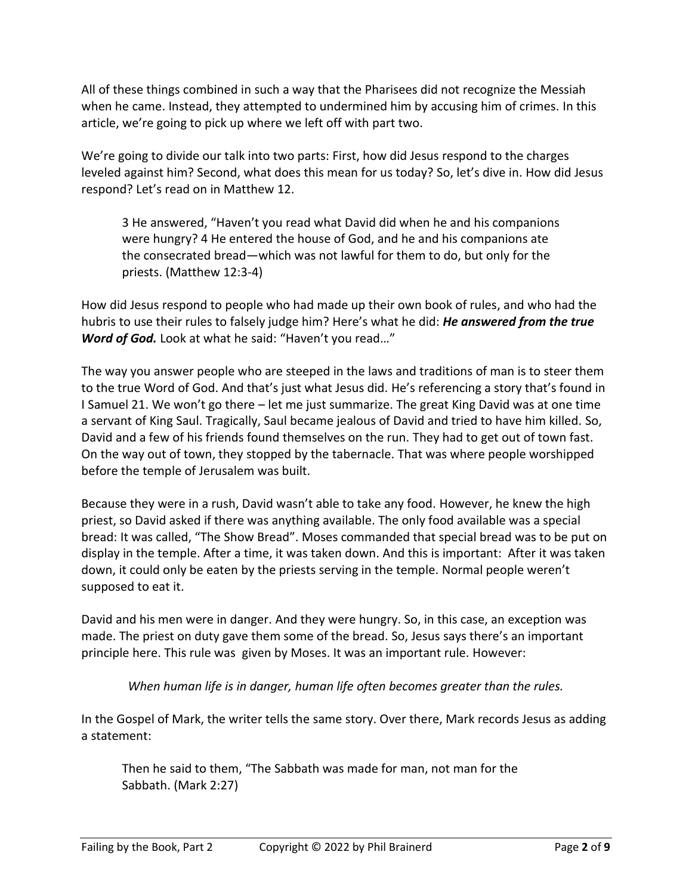All of these things combined in such a way that the Pharisees did not recognize the Messiah when he came. Instead, they attempted to undermined him by accusing him of crimes. In this article, we're going to pick up where we left off with part two.

We're going to divide our talk into two parts: First, how did Jesus respond to the charges leveled against him? Second, what does this mean for us today? So, let's dive in. How did Jesus respond? Let's read on in Matthew 12.

> 3 He answered, "Haven't you read what David did when he and his companions were hungry? 4 He entered the house of God, and he and his companions ate the consecrated bread—which was not lawful for them to do, but only for the priests. (Matthew 12:3-4)

How did Jesus respond to people who had made up their own book of rules, and who had the hubris to use their rules to falsely judge him? Here's what he did: ***He answered from the true Word of God.*** Look at what he said: "Haven't you read…"

The way you answer people who are steeped in the laws and traditions of man is to steer them to the true Word of God. And that's just what Jesus did. He's referencing a story that's found in I Samuel 21. We won't go there – let me just summarize. The great King David was at one time a servant of King Saul. Tragically, Saul became jealous of David and tried to have him killed. So, David and a few of his friends found themselves on the run. They had to get out of town fast. On the way out of town, they stopped by the tabernacle. That was where people worshipped before the temple of Jerusalem was built.

Because they were in a rush, David wasn't able to take any food. However, he knew the high priest, so David asked if there was anything available. The only food available was a special bread: It was called, "The Show Bread". Moses commanded that special bread was to be put on display in the temple. After a time, it was taken down. And this is important: After it was taken down, it could only be eaten by the priests serving in the temple. Normal people weren't supposed to eat it.

David and his men were in danger. And they were hungry. So, in this case, an exception was made. The priest on duty gave them some of the bread. So, Jesus says there's an important principle here. This rule was given by Moses. It was an important rule. However:

*When human life is in danger, human life often becomes greater than the rules.*

In the Gospel of Mark, the writer tells the same story. Over there, Mark records Jesus as adding a statement:

> Then he said to them, "The Sabbath was made for man, not man for the Sabbath. (Mark 2:27)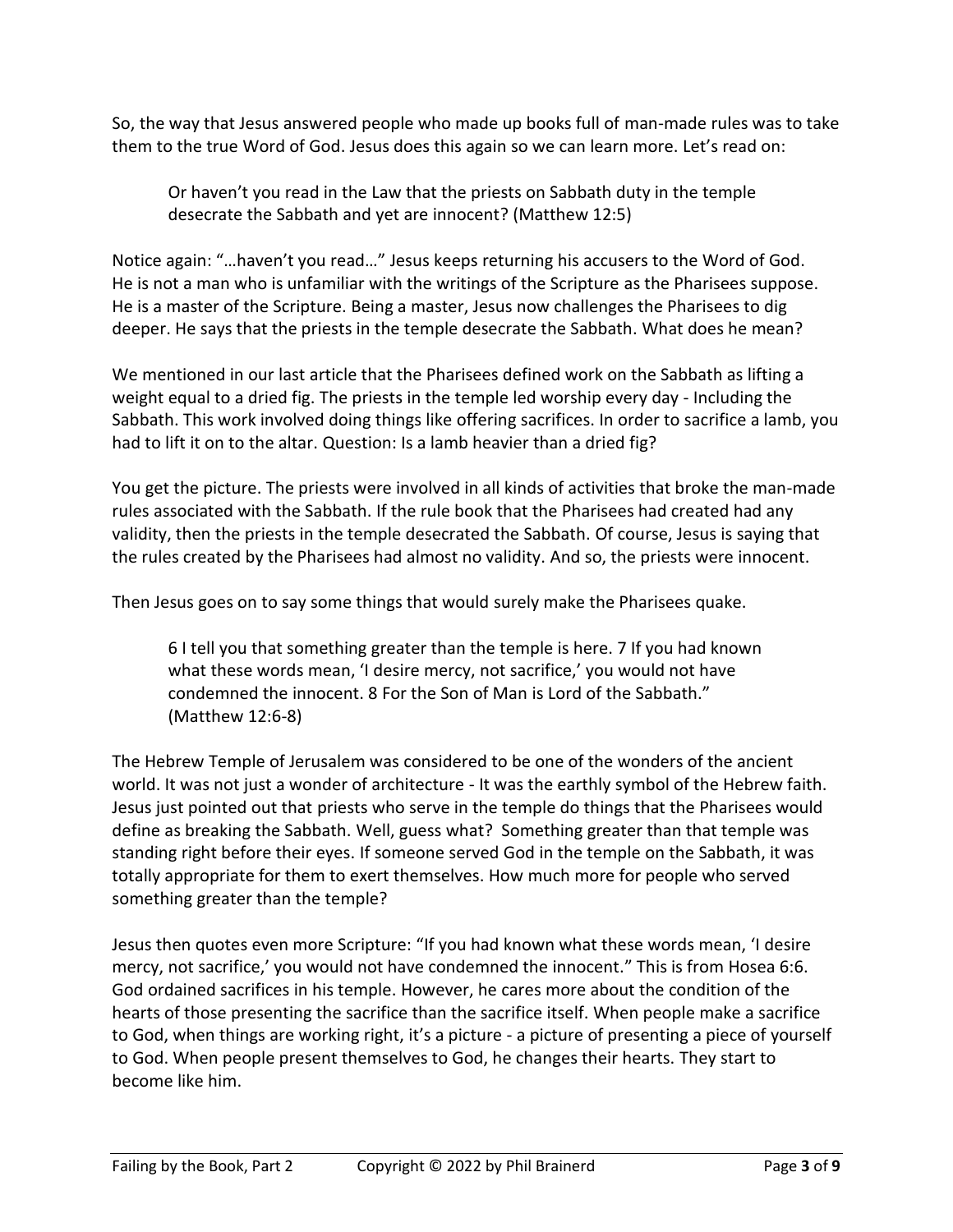So, the way that Jesus answered people who made up books full of man-made rules was to take them to the true Word of God. Jesus does this again so we can learn more. Let's read on:

> Or haven't you read in the Law that the priests on Sabbath duty in the temple desecrate the Sabbath and yet are innocent? (Matthew 12:5)

Notice again: "…haven't you read…" Jesus keeps returning his accusers to the Word of God. He is not a man who is unfamiliar with the writings of the Scripture as the Pharisees suppose. He is a master of the Scripture. Being a master, Jesus now challenges the Pharisees to dig deeper. He says that the priests in the temple desecrate the Sabbath. What does he mean?

We mentioned in our last article that the Pharisees defined work on the Sabbath as lifting a weight equal to a dried fig. The priests in the temple led worship every day - Including the Sabbath. This work involved doing things like offering sacrifices. In order to sacrifice a lamb, you had to lift it on to the altar. Question: Is a lamb heavier than a dried fig?

You get the picture. The priests were involved in all kinds of activities that broke the man-made rules associated with the Sabbath. If the rule book that the Pharisees had created had any validity, then the priests in the temple desecrated the Sabbath. Of course, Jesus is saying that the rules created by the Pharisees had almost no validity. And so, the priests were innocent.

Then Jesus goes on to say some things that would surely make the Pharisees quake.

> 6 I tell you that something greater than the temple is here. 7 If you had known what these words mean, 'I desire mercy, not sacrifice,' you would not have condemned the innocent. 8 For the Son of Man is Lord of the Sabbath." (Matthew 12:6-8)

The Hebrew Temple of Jerusalem was considered to be one of the wonders of the ancient world. It was not just a wonder of architecture - It was the earthly symbol of the Hebrew faith. Jesus just pointed out that priests who serve in the temple do things that the Pharisees would define as breaking the Sabbath. Well, guess what? Something greater than that temple was standing right before their eyes. If someone served God in the temple on the Sabbath, it was totally appropriate for them to exert themselves. How much more for people who served something greater than the temple?

Jesus then quotes even more Scripture: "If you had known what these words mean, 'I desire mercy, not sacrifice,' you would not have condemned the innocent." This is from Hosea 6:6. God ordained sacrifices in his temple. However, he cares more about the condition of the hearts of those presenting the sacrifice than the sacrifice itself. When people make a sacrifice to God, when things are working right, it's a picture - a picture of presenting a piece of yourself to God. When people present themselves to God, he changes their hearts. They start to become like him.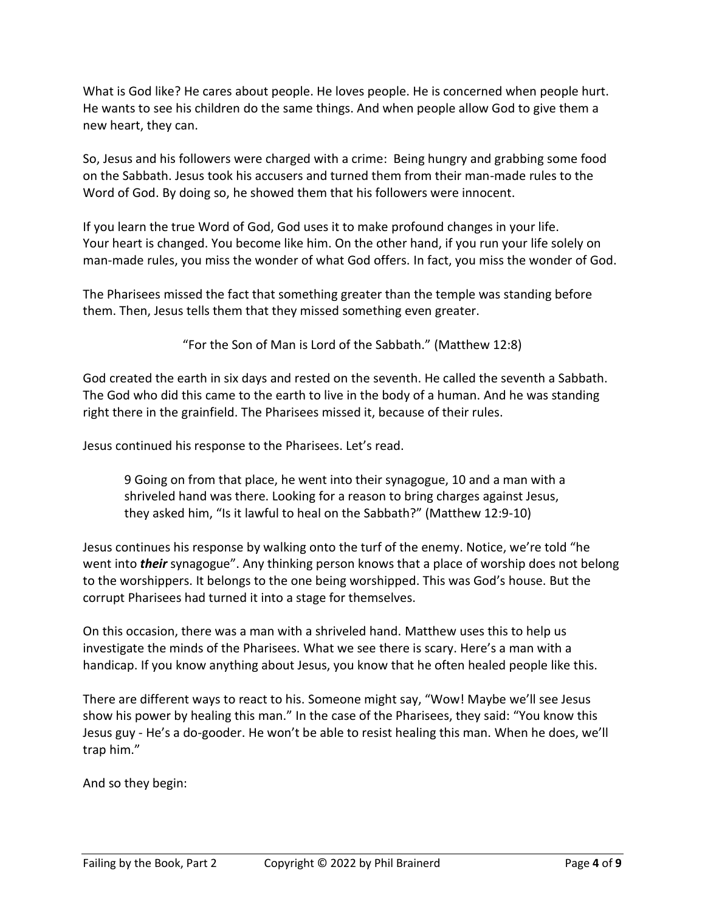What is God like? He cares about people. He loves people. He is concerned when people hurt. He wants to see his children do the same things. And when people allow God to give them a new heart, they can.

So, Jesus and his followers were charged with a crime: Being hungry and grabbing some food on the Sabbath. Jesus took his accusers and turned them from their man-made rules to the Word of God. By doing so, he showed them that his followers were innocent.

If you learn the true Word of God, God uses it to make profound changes in your life. Your heart is changed. You become like him. On the other hand, if you run your life solely on man-made rules, you miss the wonder of what God offers. In fact, you miss the wonder of God.

The Pharisees missed the fact that something greater than the temple was standing before them. Then, Jesus tells them that they missed something even greater.

"For the Son of Man is Lord of the Sabbath." (Matthew 12:8)

God created the earth in six days and rested on the seventh. He called the seventh a Sabbath. The God who did this came to the earth to live in the body of a human. And he was standing right there in the grainfield. The Pharisees missed it, because of their rules.

Jesus continued his response to the Pharisees. Let's read.

> 9 Going on from that place, he went into their synagogue, 10 and a man with a shriveled hand was there. Looking for a reason to bring charges against Jesus, they asked him, "Is it lawful to heal on the Sabbath?" (Matthew 12:9-10)

Jesus continues his response by walking onto the turf of the enemy. Notice, we're told "he went into ***their*** synagogue". Any thinking person knows that a place of worship does not belong to the worshippers. It belongs to the one being worshipped. This was God's house. But the corrupt Pharisees had turned it into a stage for themselves.

On this occasion, there was a man with a shriveled hand. Matthew uses this to help us investigate the minds of the Pharisees. What we see there is scary. Here's a man with a handicap. If you know anything about Jesus, you know that he often healed people like this.

There are different ways to react to his. Someone might say, "Wow! Maybe we'll see Jesus show his power by healing this man." In the case of the Pharisees, they said: "You know this Jesus guy - He's a do-gooder. He won't be able to resist healing this man. When he does, we'll trap him."

And so they begin: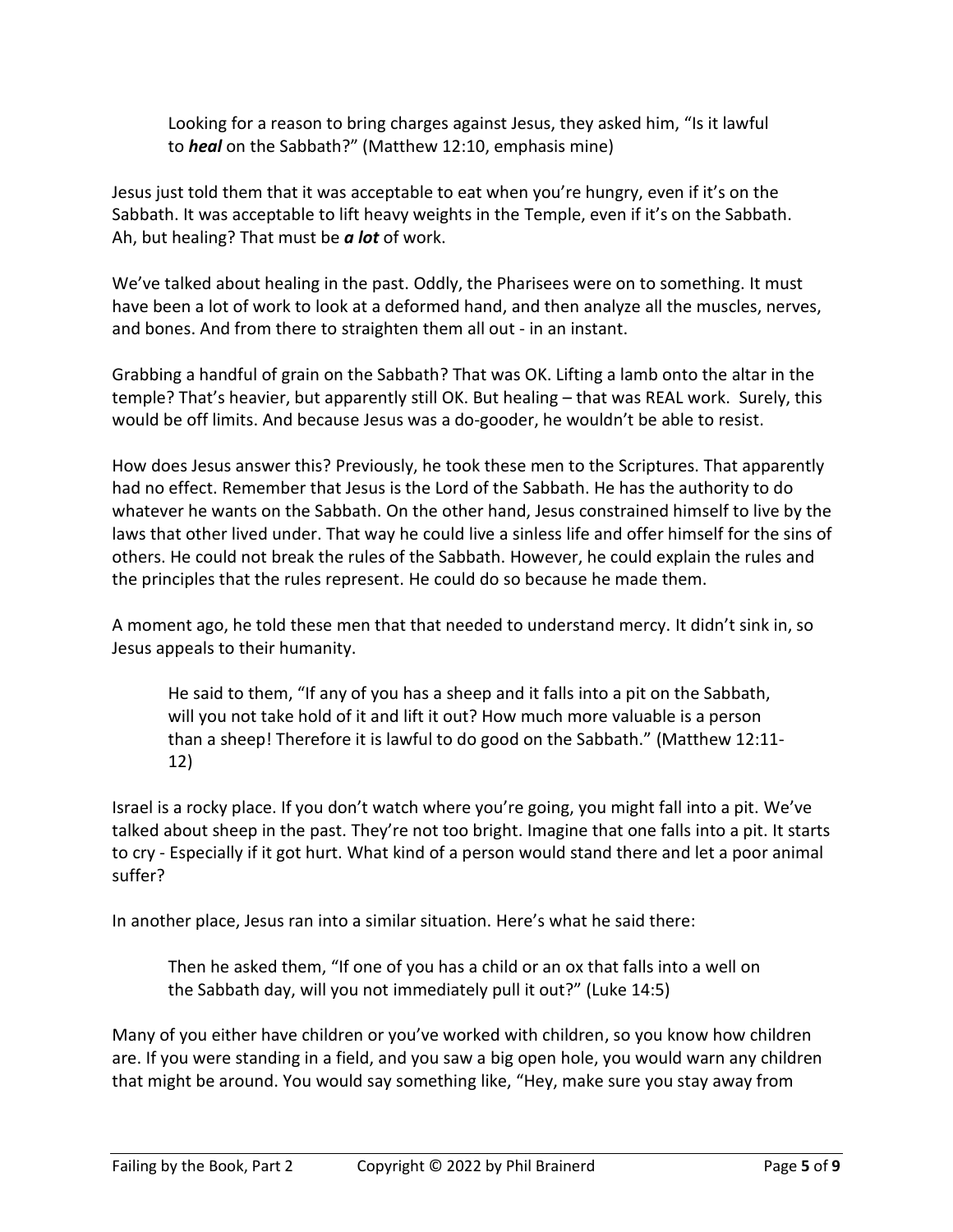> Looking for a reason to bring charges against Jesus, they asked him, "Is it lawful to ***heal*** on the Sabbath?" (Matthew 12:10, emphasis mine)

Jesus just told them that it was acceptable to eat when you're hungry, even if it's on the Sabbath. It was acceptable to lift heavy weights in the Temple, even if it's on the Sabbath. Ah, but healing? That must be ***a lot*** of work.

We've talked about healing in the past. Oddly, the Pharisees were on to something. It must have been a lot of work to look at a deformed hand, and then analyze all the muscles, nerves, and bones. And from there to straighten them all out - in an instant.

Grabbing a handful of grain on the Sabbath? That was OK. Lifting a lamb onto the altar in the temple? That's heavier, but apparently still OK. But healing – that was REAL work. Surely, this would be off limits. And because Jesus was a do-gooder, he wouldn't be able to resist.

How does Jesus answer this? Previously, he took these men to the Scriptures. That apparently had no effect. Remember that Jesus is the Lord of the Sabbath. He has the authority to do whatever he wants on the Sabbath. On the other hand, Jesus constrained himself to live by the laws that other lived under. That way he could live a sinless life and offer himself for the sins of others. He could not break the rules of the Sabbath. However, he could explain the rules and the principles that the rules represent. He could do so because he made them.

A moment ago, he told these men that that needed to understand mercy. It didn't sink in, so Jesus appeals to their humanity.

> He said to them, "If any of you has a sheep and it falls into a pit on the Sabbath, will you not take hold of it and lift it out? How much more valuable is a person than a sheep! Therefore it is lawful to do good on the Sabbath." (Matthew 12:11-12)

Israel is a rocky place. If you don't watch where you're going, you might fall into a pit. We've talked about sheep in the past. They're not too bright. Imagine that one falls into a pit. It starts to cry - Especially if it got hurt. What kind of a person would stand there and let a poor animal suffer?

In another place, Jesus ran into a similar situation. Here's what he said there:

> Then he asked them, "If one of you has a child or an ox that falls into a well on the Sabbath day, will you not immediately pull it out?" (Luke 14:5)

Many of you either have children or you've worked with children, so you know how children are. If you were standing in a field, and you saw a big open hole, you would warn any children that might be around. You would say something like, "Hey, make sure you stay away from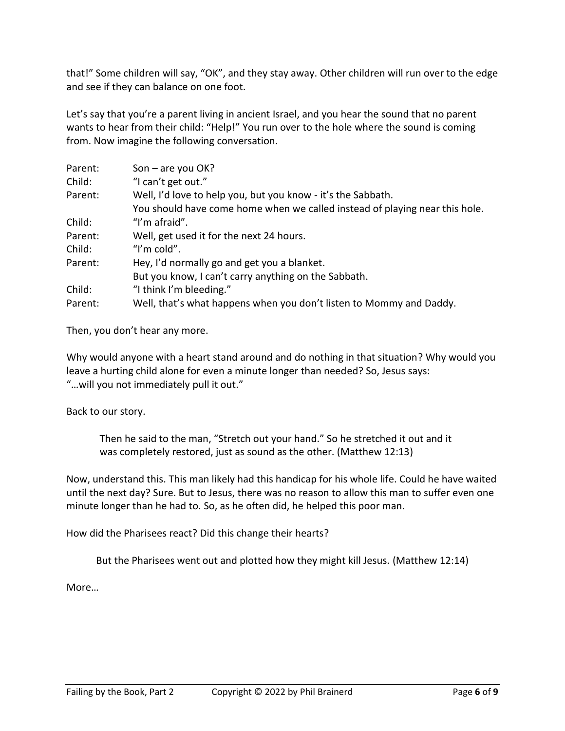that!" Some children will say, "OK", and they stay away. Other children will run over to the edge and see if they can balance on one foot.

Let's say that you're a parent living in ancient Israel, and you hear the sound that no parent wants to hear from their child: "Help!" You run over to the hole where the sound is coming from. Now imagine the following conversation.

| | |
|---|---|
| Parent: | Son – are you OK? |
| Child: | "I can't get out." |
| Parent: | Well, I'd love to help you, but you know - it's the Sabbath. You should have come home when we called instead of playing near this hole. |
| Child: | "I'm afraid". |
| Parent: | Well, get used it for the next 24 hours. |
| Child: | "I'm cold". |
| Parent: | Hey, I'd normally go and get you a blanket. But you know, I can't carry anything on the Sabbath. |
| Child: | "I think I'm bleeding." |
| Parent: | Well, that's what happens when you don't listen to Mommy and Daddy. |

Then, you don't hear any more.

Why would anyone with a heart stand around and do nothing in that situation? Why would you leave a hurting child alone for even a minute longer than needed? So, Jesus says: "…will you not immediately pull it out."

Back to our story.

> Then he said to the man, "Stretch out your hand." So he stretched it out and it was completely restored, just as sound as the other. (Matthew 12:13)

Now, understand this. This man likely had this handicap for his whole life. Could he have waited until the next day? Sure. But to Jesus, there was no reason to allow this man to suffer even one minute longer than he had to. So, as he often did, he helped this poor man.

How did the Pharisees react? Did this change their hearts?

> But the Pharisees went out and plotted how they might kill Jesus. (Matthew 12:14)

More…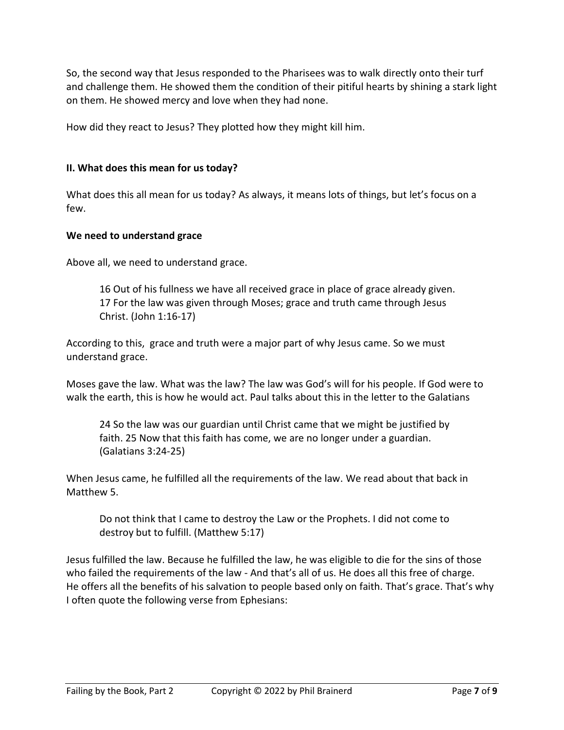So, the second way that Jesus responded to the Pharisees was to walk directly onto their turf and challenge them. He showed them the condition of their pitiful hearts by shining a stark light on them. He showed mercy and love when they had none.

How did they react to Jesus? They plotted how they might kill him.

## II. What does this mean for us today?

What does this all mean for us today? As always, it means lots of things, but let's focus on a few.

### We need to understand grace

Above all, we need to understand grace.

> 16 Out of his fullness we have all received grace in place of grace already given. 17 For the law was given through Moses; grace and truth came through Jesus Christ. (John 1:16-17)

According to this, grace and truth were a major part of why Jesus came. So we must understand grace.

Moses gave the law. What was the law? The law was God's will for his people. If God were to walk the earth, this is how he would act. Paul talks about this in the letter to the Galatians

> 24 So the law was our guardian until Christ came that we might be justified by faith. 25 Now that this faith has come, we are no longer under a guardian. (Galatians 3:24-25)

When Jesus came, he fulfilled all the requirements of the law. We read about that back in Matthew 5.

> Do not think that I came to destroy the Law or the Prophets. I did not come to destroy but to fulfill. (Matthew 5:17)

Jesus fulfilled the law. Because he fulfilled the law, he was eligible to die for the sins of those who failed the requirements of the law - And that's all of us. He does all this free of charge. He offers all the benefits of his salvation to people based only on faith. That's grace. That's why I often quote the following verse from Ephesians: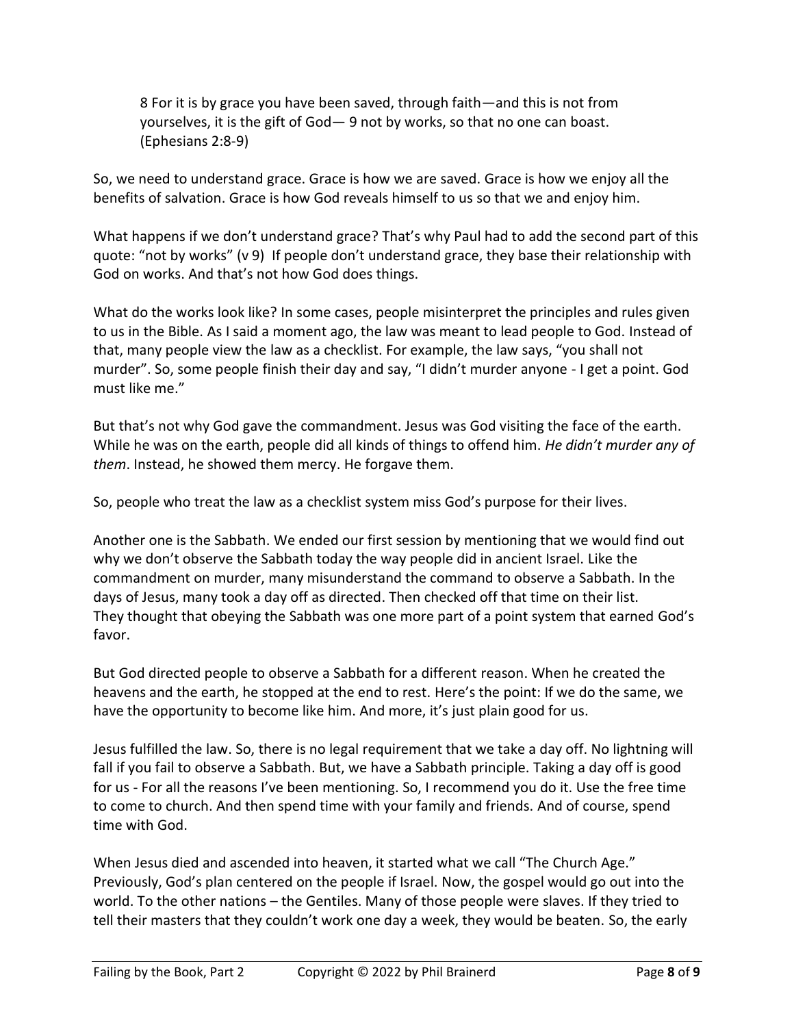> 8 For it is by grace you have been saved, through faith—and this is not from yourselves, it is the gift of God— 9 not by works, so that no one can boast. (Ephesians 2:8-9)

So, we need to understand grace. Grace is how we are saved. Grace is how we enjoy all the benefits of salvation. Grace is how God reveals himself to us so that we and enjoy him.

What happens if we don't understand grace? That's why Paul had to add the second part of this quote: "not by works" (v 9) If people don't understand grace, they base their relationship with God on works. And that's not how God does things.

What do the works look like? In some cases, people misinterpret the principles and rules given to us in the Bible. As I said a moment ago, the law was meant to lead people to God. Instead of that, many people view the law as a checklist. For example, the law says, "you shall not murder". So, some people finish their day and say, "I didn't murder anyone - I get a point. God must like me."

But that's not why God gave the commandment. Jesus was God visiting the face of the earth. While he was on the earth, people did all kinds of things to offend him. *He didn't murder any of them*. Instead, he showed them mercy. He forgave them.

So, people who treat the law as a checklist system miss God's purpose for their lives.

Another one is the Sabbath. We ended our first session by mentioning that we would find out why we don't observe the Sabbath today the way people did in ancient Israel. Like the commandment on murder, many misunderstand the command to observe a Sabbath. In the days of Jesus, many took a day off as directed. Then checked off that time on their list. They thought that obeying the Sabbath was one more part of a point system that earned God's favor.

But God directed people to observe a Sabbath for a different reason. When he created the heavens and the earth, he stopped at the end to rest. Here's the point: If we do the same, we have the opportunity to become like him. And more, it's just plain good for us.

Jesus fulfilled the law. So, there is no legal requirement that we take a day off. No lightning will fall if you fail to observe a Sabbath. But, we have a Sabbath principle. Taking a day off is good for us - For all the reasons I've been mentioning. So, I recommend you do it. Use the free time to come to church. And then spend time with your family and friends. And of course, spend time with God.

When Jesus died and ascended into heaven, it started what we call "The Church Age." Previously, God's plan centered on the people if Israel. Now, the gospel would go out into the world. To the other nations – the Gentiles. Many of those people were slaves. If they tried to tell their masters that they couldn't work one day a week, they would be beaten. So, the early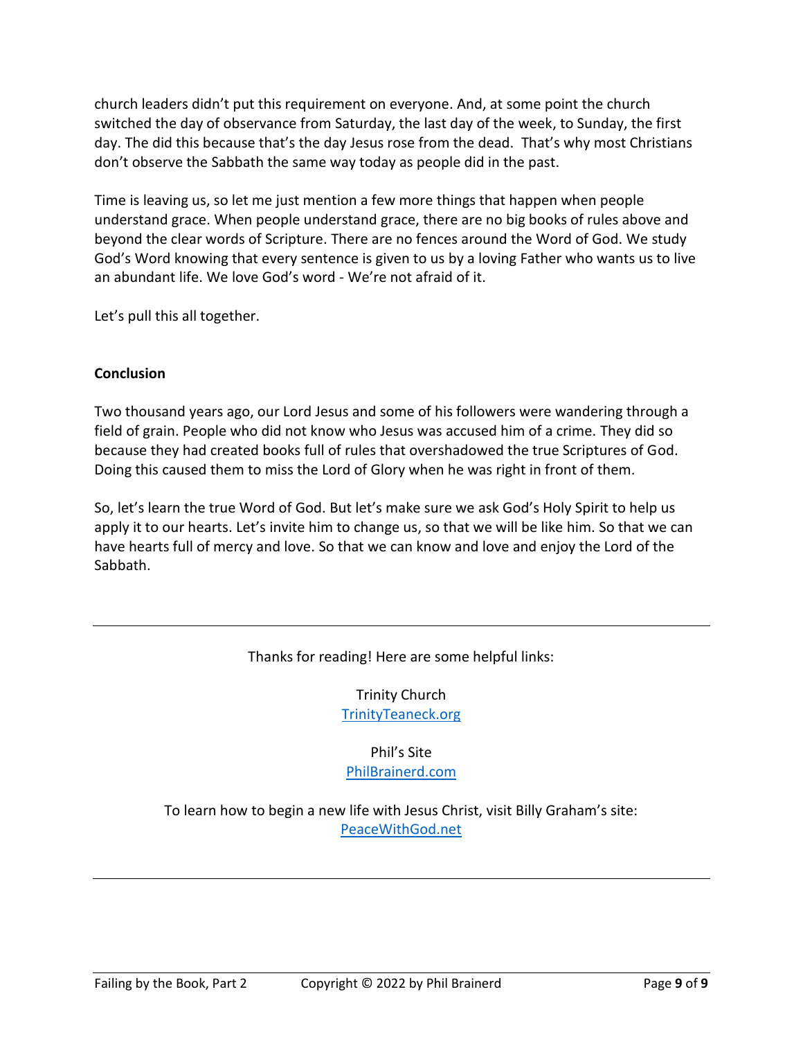church leaders didn't put this requirement on everyone. And, at some point the church switched the day of observance from Saturday, the last day of the week, to Sunday, the first day. The did this because that's the day Jesus rose from the dead. That's why most Christians don't observe the Sabbath the same way today as people did in the past.

Time is leaving us, so let me just mention a few more things that happen when people understand grace. When people understand grace, there are no big books of rules above and beyond the clear words of Scripture. There are no fences around the Word of God. We study God's Word knowing that every sentence is given to us by a loving Father who wants us to live an abundant life. We love God's word - We're not afraid of it.

Let's pull this all together.

**Conclusion**

Two thousand years ago, our Lord Jesus and some of his followers were wandering through a field of grain. People who did not know who Jesus was accused him of a crime. They did so because they had created books full of rules that overshadowed the true Scriptures of God. Doing this caused them to miss the Lord of Glory when he was right in front of them.

So, let's learn the true Word of God. But let's make sure we ask God's Holy Spirit to help us apply it to our hearts. Let's invite him to change us, so that we will be like him. So that we can have hearts full of mercy and love. So that we can know and love and enjoy the Lord of the Sabbath.

---

Thanks for reading! Here are some helpful links:

Trinity Church
[TrinityTeaneck.org](TrinityTeaneck.org)

Phil's Site
[PhilBrainerd.com](PhilBrainerd.com)

To learn how to begin a new life with Jesus Christ, visit Billy Graham's site:
[PeaceWithGod.net](PeaceWithGod.net)

---